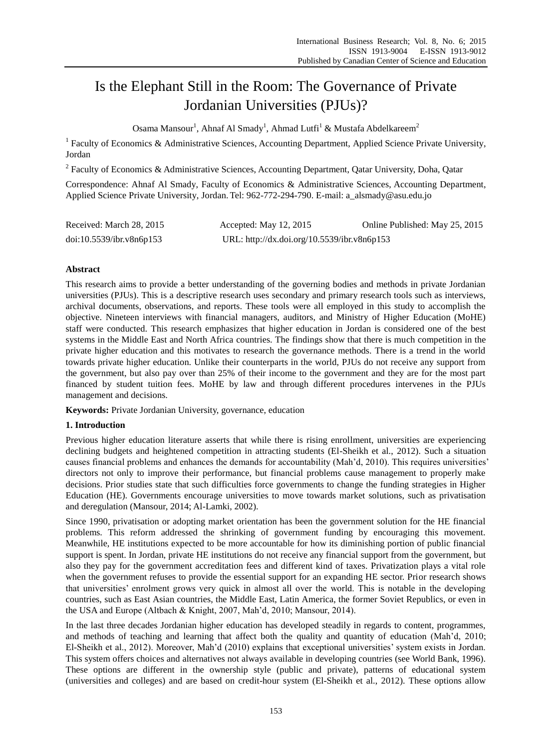# Is the Elephant Still in the Room: The Governance of Private Jordanian Universities (PJUs)?

Osama Mansour[1], Ahnaf Al Smady[1], Ahmad Lutfi[1] & Mustafa Abdelkareem[2]

[1] Faculty of Economics & Administrative Sciences, Accounting Department, Applied Science Private University, Jordan

[2] Faculty of Economics & Administrative Sciences, Accounting Department, Qatar University, Doha, Qatar

Correspondence: Ahnaf Al Smady, Faculty of Economics & Administrative Sciences, Accounting Department, Applied Science Private University, Jordan. Tel: 962-772-294-790. E-mail: a_alsmady@asu.edu.jo

Received: March 28, 2015 Accepted: May 12, 2015 Online Published: May 25, 2015

doi:10.5539/ibr.v8n6p153 URL: http://dx.doi.org/10.5539/ibr.v8n6p153

## Abstract

This research aims to provide a better understanding of the governing bodies and methods in private Jordanian universities (PJUs). This is a descriptive research uses secondary and primary research tools such as interviews, archival documents, observations, and reports. These tools were all employed in this study to accomplish the objective. Nineteen interviews with financial managers, auditors, and Ministry of Higher Education (MoHE) staff were conducted. This research emphasizes that higher education in Jordan is considered one of the best systems in the Middle East and North Africa countries. The findings show that there is much competition in the private higher education and this motivates to research the governance methods. There is a trend in the world towards private higher education. Unlike their counterparts in the world, PJUs do not receive any support from the government, but also pay over than 25% of their income to the government and they are for the most part financed by student tuition fees. MoHE by law and through different procedures intervenes in the PJUs management and decisions.

**Keywords:** Private Jordanian University, governance, education

## 1. Introduction

Previous higher education literature asserts that while there is rising enrollment, universities are experiencing declining budgets and heightened competition in attracting students (El-Sheikh et al., 2012). Such a situation causes financial problems and enhances the demands for accountability (Mah'd, 2010). This requires universities' directors not only to improve their performance, but financial problems cause management to properly make decisions. Prior studies state that such difficulties force governments to change the funding strategies in Higher Education (HE). Governments encourage universities to move towards market solutions, such as privatisation and deregulation (Mansour, 2014; Al-Lamki, 2002).

Since 1990, privatisation or adopting market orientation has been the government solution for the HE financial problems. This reform addressed the shrinking of government funding by encouraging this movement. Meanwhile, HE institutions expected to be more accountable for how its diminishing portion of public financial support is spent. In Jordan, private HE institutions do not receive any financial support from the government, but also they pay for the government accreditation fees and different kind of taxes. Privatization plays a vital role when the government refuses to provide the essential support for an expanding HE sector. Prior research shows that universities' enrolment grows very quick in almost all over the world. This is notable in the developing countries, such as East Asian countries, the Middle East, Latin America, the former Soviet Republics, or even in the USA and Europe (Altbach & Knight, 2007, Mah'd, 2010; Mansour, 2014).

In the last three decades Jordanian higher education has developed steadily in regards to content, programmes, and methods of teaching and learning that affect both the quality and quantity of education (Mah'd, 2010; El-Sheikh et al., 2012). Moreover, Mah'd (2010) explains that exceptional universities' system exists in Jordan. This system offers choices and alternatives not always available in developing countries (see World Bank, 1996). These options are different in the ownership style (public and private), patterns of educational system (universities and colleges) and are based on credit-hour system (El-Sheikh et al., 2012). These options allow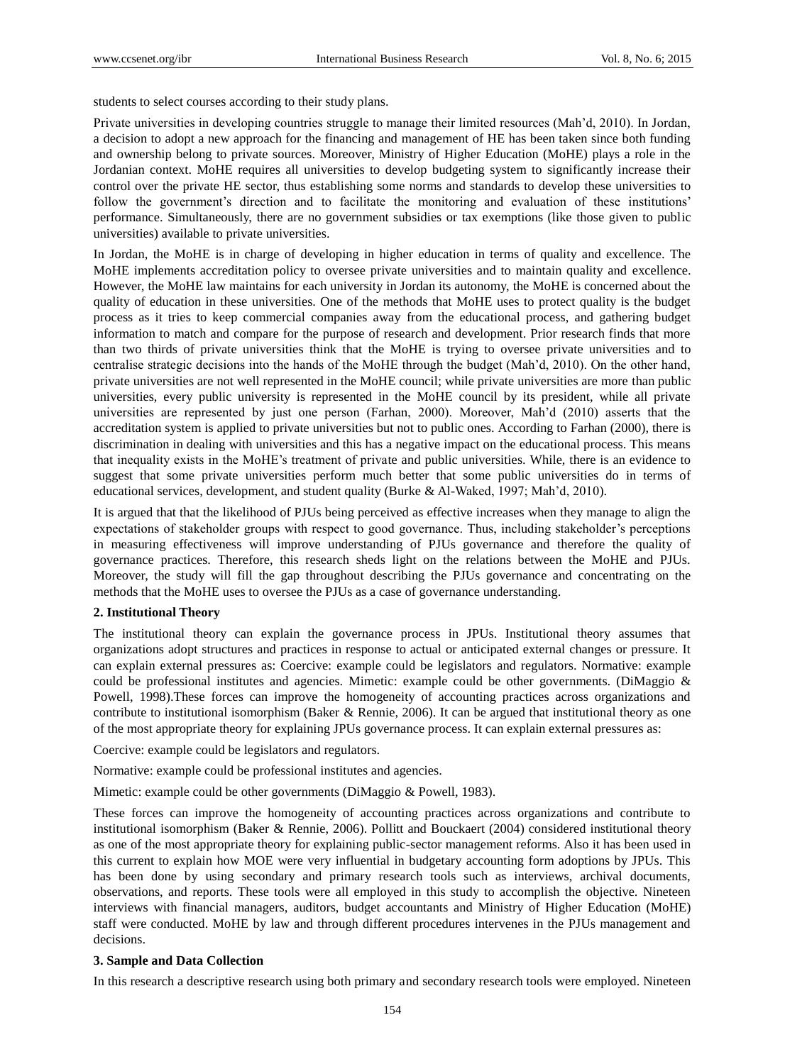students to select courses according to their study plans.

Private universities in developing countries struggle to manage their limited resources (Mah'd, 2010). In Jordan, a decision to adopt a new approach for the financing and management of HE has been taken since both funding and ownership belong to private sources. Moreover, Ministry of Higher Education (MoHE) plays a role in the Jordanian context. MoHE requires all universities to develop budgeting system to significantly increase their control over the private HE sector, thus establishing some norms and standards to develop these universities to follow the government's direction and to facilitate the monitoring and evaluation of these institutions' performance. Simultaneously, there are no government subsidies or tax exemptions (like those given to public universities) available to private universities.

In Jordan, the MoHE is in charge of developing in higher education in terms of quality and excellence. The MoHE implements accreditation policy to oversee private universities and to maintain quality and excellence. However, the MoHE law maintains for each university in Jordan its autonomy, the MoHE is concerned about the quality of education in these universities. One of the methods that MoHE uses to protect quality is the budget process as it tries to keep commercial companies away from the educational process, and gathering budget information to match and compare for the purpose of research and development. Prior research finds that more than two thirds of private universities think that the MoHE is trying to oversee private universities and to centralise strategic decisions into the hands of the MoHE through the budget (Mah'd, 2010). On the other hand, private universities are not well represented in the MoHE council; while private universities are more than public universities, every public university is represented in the MoHE council by its president, while all private universities are represented by just one person (Farhan, 2000). Moreover, Mah'd (2010) asserts that the accreditation system is applied to private universities but not to public ones. According to Farhan (2000), there is discrimination in dealing with universities and this has a negative impact on the educational process. This means that inequality exists in the MoHE's treatment of private and public universities. While, there is an evidence to suggest that some private universities perform much better that some public universities do in terms of educational services, development, and student quality (Burke & Al-Waked, 1997; Mah'd, 2010).

It is argued that that the likelihood of PJUs being perceived as effective increases when they manage to align the expectations of stakeholder groups with respect to good governance. Thus, including stakeholder's perceptions in measuring effectiveness will improve understanding of PJUs governance and therefore the quality of governance practices. Therefore, this research sheds light on the relations between the MoHE and PJUs. Moreover, the study will fill the gap throughout describing the PJUs governance and concentrating on the methods that the MoHE uses to oversee the PJUs as a case of governance understanding.

## 2. Institutional Theory

The institutional theory can explain the governance process in JPUs. Institutional theory assumes that organizations adopt structures and practices in response to actual or anticipated external changes or pressure. It can explain external pressures as: Coercive: example could be legislators and regulators. Normative: example could be professional institutes and agencies. Mimetic: example could be other governments. (DiMaggio & Powell, 1998).These forces can improve the homogeneity of accounting practices across organizations and contribute to institutional isomorphism (Baker & Rennie, 2006). It can be argued that institutional theory as one of the most appropriate theory for explaining JPUs governance process. It can explain external pressures as:

Coercive: example could be legislators and regulators.

Normative: example could be professional institutes and agencies.

Mimetic: example could be other governments (DiMaggio & Powell, 1983).

These forces can improve the homogeneity of accounting practices across organizations and contribute to institutional isomorphism (Baker & Rennie, 2006). Pollitt and Bouckaert (2004) considered institutional theory as one of the most appropriate theory for explaining public-sector management reforms. Also it has been used in this current to explain how MOE were very influential in budgetary accounting form adoptions by JPUs. This has been done by using secondary and primary research tools such as interviews, archival documents, observations, and reports. These tools were all employed in this study to accomplish the objective. Nineteen interviews with financial managers, auditors, budget accountants and Ministry of Higher Education (MoHE) staff were conducted. MoHE by law and through different procedures intervenes in the PJUs management and decisions.

## 3. Sample and Data Collection

In this research a descriptive research using both primary and secondary research tools were employed. Nineteen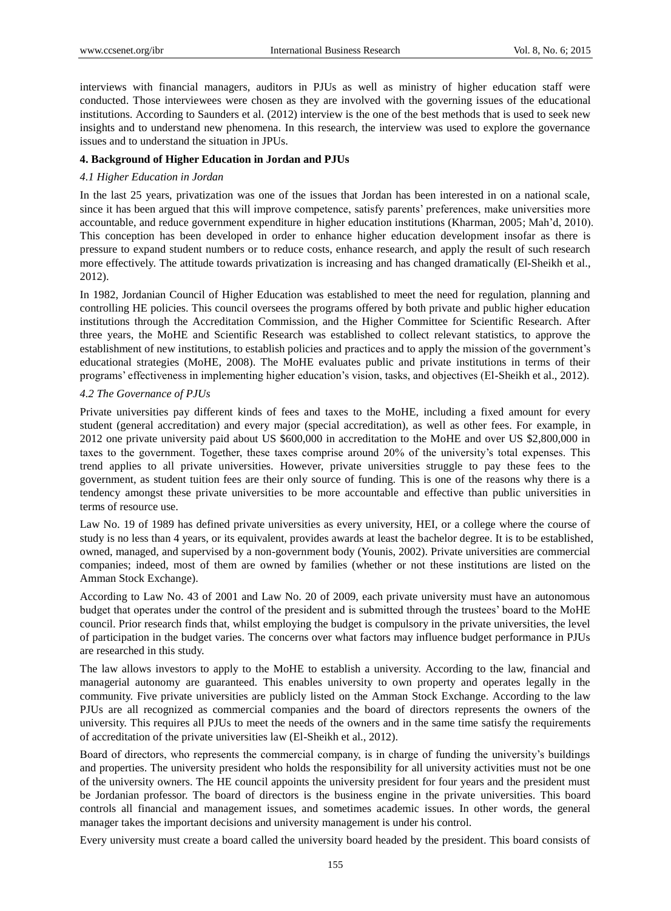interviews with financial managers, auditors in PJUs as well as ministry of higher education staff were conducted. Those interviewees were chosen as they are involved with the governing issues of the educational institutions. According to Saunders et al. (2012) interview is the one of the best methods that is used to seek new insights and to understand new phenomena. In this research, the interview was used to explore the governance issues and to understand the situation in JPUs.

## 4. Background of Higher Education in Jordan and PJUs

### *4.1 Higher Education in Jordan*

In the last 25 years, privatization was one of the issues that Jordan has been interested in on a national scale, since it has been argued that this will improve competence, satisfy parents' preferences, make universities more accountable, and reduce government expenditure in higher education institutions (Kharman, 2005; Mah'd, 2010). This conception has been developed in order to enhance higher education development insofar as there is pressure to expand student numbers or to reduce costs, enhance research, and apply the result of such research more effectively. The attitude towards privatization is increasing and has changed dramatically (El-Sheikh et al., 2012).

In 1982, Jordanian Council of Higher Education was established to meet the need for regulation, planning and controlling HE policies. This council oversees the programs offered by both private and public higher education institutions through the Accreditation Commission, and the Higher Committee for Scientific Research. After three years, the MoHE and Scientific Research was established to collect relevant statistics, to approve the establishment of new institutions, to establish policies and practices and to apply the mission of the government's educational strategies (MoHE, 2008). The MoHE evaluates public and private institutions in terms of their programs' effectiveness in implementing higher education's vision, tasks, and objectives (El-Sheikh et al., 2012).

### *4.2 The Governance of PJUs*

Private universities pay different kinds of fees and taxes to the MoHE, including a fixed amount for every student (general accreditation) and every major (special accreditation), as well as other fees. For example, in 2012 one private university paid about US $600,000 in accreditation to the MoHE and over US $2,800,000 in taxes to the government. Together, these taxes comprise around 20% of the university's total expenses. This trend applies to all private universities. However, private universities struggle to pay these fees to the government, as student tuition fees are their only source of funding. This is one of the reasons why there is a tendency amongst these private universities to be more accountable and effective than public universities in terms of resource use.

Law No. 19 of 1989 has defined private universities as every university, HEI, or a college where the course of study is no less than 4 years, or its equivalent, provides awards at least the bachelor degree. It is to be established, owned, managed, and supervised by a non-government body (Younis, 2002). Private universities are commercial companies; indeed, most of them are owned by families (whether or not these institutions are listed on the Amman Stock Exchange).

According to Law No. 43 of 2001 and Law No. 20 of 2009, each private university must have an autonomous budget that operates under the control of the president and is submitted through the trustees' board to the MoHE council. Prior research finds that, whilst employing the budget is compulsory in the private universities, the level of participation in the budget varies. The concerns over what factors may influence budget performance in PJUs are researched in this study.

The law allows investors to apply to the MoHE to establish a university. According to the law, financial and managerial autonomy are guaranteed. This enables university to own property and operates legally in the community. Five private universities are publicly listed on the Amman Stock Exchange. According to the law PJUs are all recognized as commercial companies and the board of directors represents the owners of the university. This requires all PJUs to meet the needs of the owners and in the same time satisfy the requirements of accreditation of the private universities law (El-Sheikh et al., 2012).

Board of directors, who represents the commercial company, is in charge of funding the university's buildings and properties. The university president who holds the responsibility for all university activities must not be one of the university owners. The HE council appoints the university president for four years and the president must be Jordanian professor. The board of directors is the business engine in the private universities. This board controls all financial and management issues, and sometimes academic issues. In other words, the general manager takes the important decisions and university management is under his control.

Every university must create a board called the university board headed by the president. This board consists of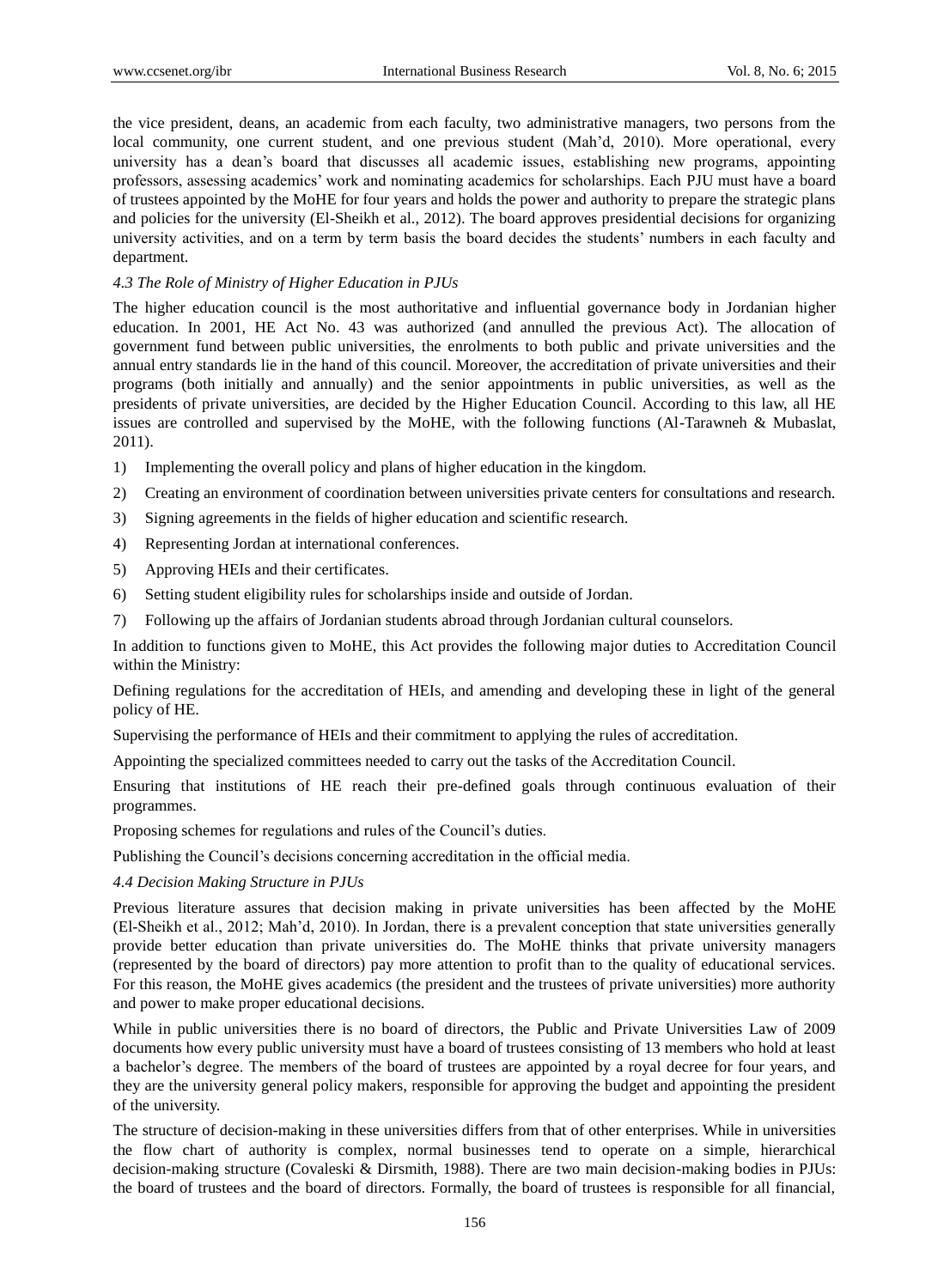the vice president, deans, an academic from each faculty, two administrative managers, two persons from the local community, one current student, and one previous student (Mah'd, 2010). More operational, every university has a dean's board that discusses all academic issues, establishing new programs, appointing professors, assessing academics' work and nominating academics for scholarships. Each PJU must have a board of trustees appointed by the MoHE for four years and holds the power and authority to prepare the strategic plans and policies for the university (El-Sheikh et al., 2012). The board approves presidential decisions for organizing university activities, and on a term by term basis the board decides the students' numbers in each faculty and department.

### *4.3 The Role of Ministry of Higher Education in PJUs*

The higher education council is the most authoritative and influential governance body in Jordanian higher education. In 2001, HE Act No. 43 was authorized (and annulled the previous Act). The allocation of government fund between public universities, the enrolments to both public and private universities and the annual entry standards lie in the hand of this council. Moreover, the accreditation of private universities and their programs (both initially and annually) and the senior appointments in public universities, as well as the presidents of private universities, are decided by the Higher Education Council. According to this law, all HE issues are controlled and supervised by the MoHE, with the following functions (Al-Tarawneh & Mubaslat, 2011).

1) Implementing the overall policy and plans of higher education in the kingdom.
2) Creating an environment of coordination between universities private centers for consultations and research.
3) Signing agreements in the fields of higher education and scientific research.
4) Representing Jordan at international conferences.
5) Approving HEIs and their certificates.
6) Setting student eligibility rules for scholarships inside and outside of Jordan.
7) Following up the affairs of Jordanian students abroad through Jordanian cultural counselors.

In addition to functions given to MoHE, this Act provides the following major duties to Accreditation Council within the Ministry:

Defining regulations for the accreditation of HEIs, and amending and developing these in light of the general policy of HE.

Supervising the performance of HEIs and their commitment to applying the rules of accreditation.

Appointing the specialized committees needed to carry out the tasks of the Accreditation Council.

Ensuring that institutions of HE reach their pre-defined goals through continuous evaluation of their programmes.

Proposing schemes for regulations and rules of the Council's duties.

Publishing the Council's decisions concerning accreditation in the official media.

### *4.4 Decision Making Structure in PJUs*

Previous literature assures that decision making in private universities has been affected by the MoHE (El-Sheikh et al., 2012; Mah'd, 2010). In Jordan, there is a prevalent conception that state universities generally provide better education than private universities do. The MoHE thinks that private university managers (represented by the board of directors) pay more attention to profit than to the quality of educational services. For this reason, the MoHE gives academics (the president and the trustees of private universities) more authority and power to make proper educational decisions.

While in public universities there is no board of directors, the Public and Private Universities Law of 2009 documents how every public university must have a board of trustees consisting of 13 members who hold at least a bachelor's degree. The members of the board of trustees are appointed by a royal decree for four years, and they are the university general policy makers, responsible for approving the budget and appointing the president of the university.

The structure of decision-making in these universities differs from that of other enterprises. While in universities the flow chart of authority is complex, normal businesses tend to operate on a simple, hierarchical decision-making structure (Covaleski & Dirsmith, 1988). There are two main decision-making bodies in PJUs: the board of trustees and the board of directors. Formally, the board of trustees is responsible for all financial,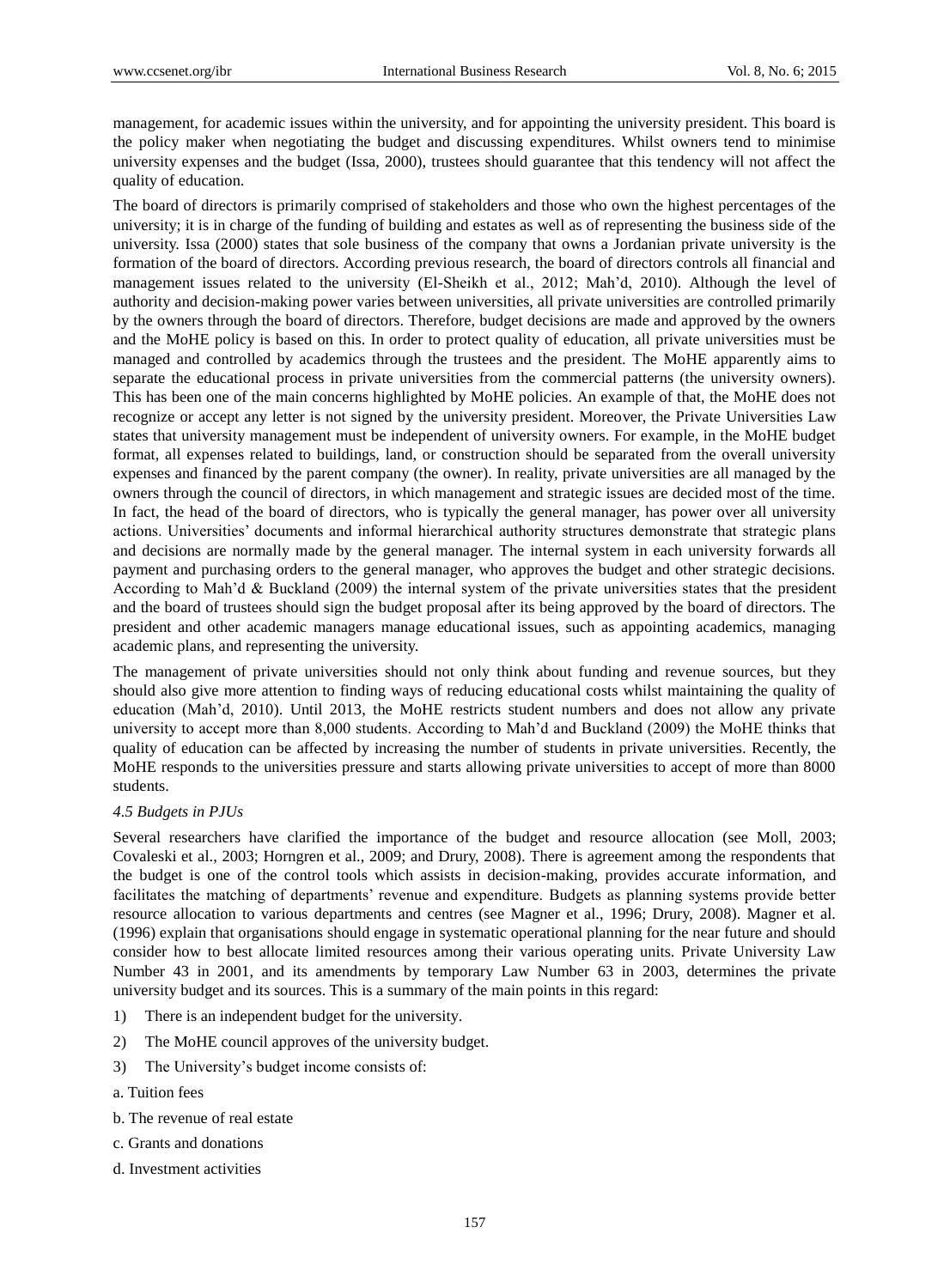management, for academic issues within the university, and for appointing the university president. This board is the policy maker when negotiating the budget and discussing expenditures. Whilst owners tend to minimise university expenses and the budget (Issa, 2000), trustees should guarantee that this tendency will not affect the quality of education.

The board of directors is primarily comprised of stakeholders and those who own the highest percentages of the university; it is in charge of the funding of building and estates as well as of representing the business side of the university. Issa (2000) states that sole business of the company that owns a Jordanian private university is the formation of the board of directors. According previous research, the board of directors controls all financial and management issues related to the university (El-Sheikh et al., 2012; Mah'd, 2010). Although the level of authority and decision-making power varies between universities, all private universities are controlled primarily by the owners through the board of directors. Therefore, budget decisions are made and approved by the owners and the MoHE policy is based on this. In order to protect quality of education, all private universities must be managed and controlled by academics through the trustees and the president. The MoHE apparently aims to separate the educational process in private universities from the commercial patterns (the university owners). This has been one of the main concerns highlighted by MoHE policies. An example of that, the MoHE does not recognize or accept any letter is not signed by the university president. Moreover, the Private Universities Law states that university management must be independent of university owners. For example, in the MoHE budget format, all expenses related to buildings, land, or construction should be separated from the overall university expenses and financed by the parent company (the owner). In reality, private universities are all managed by the owners through the council of directors, in which management and strategic issues are decided most of the time. In fact, the head of the board of directors, who is typically the general manager, has power over all university actions. Universities' documents and informal hierarchical authority structures demonstrate that strategic plans and decisions are normally made by the general manager. The internal system in each university forwards all payment and purchasing orders to the general manager, who approves the budget and other strategic decisions. According to Mah'd & Buckland (2009) the internal system of the private universities states that the president and the board of trustees should sign the budget proposal after its being approved by the board of directors. The president and other academic managers manage educational issues, such as appointing academics, managing academic plans, and representing the university.

The management of private universities should not only think about funding and revenue sources, but they should also give more attention to finding ways of reducing educational costs whilst maintaining the quality of education (Mah'd, 2010). Until 2013, the MoHE restricts student numbers and does not allow any private university to accept more than 8,000 students. According to Mah'd and Buckland (2009) the MoHE thinks that quality of education can be affected by increasing the number of students in private universities. Recently, the MoHE responds to the universities pressure and starts allowing private universities to accept of more than 8000 students.

### *4.5 Budgets in PJUs*

Several researchers have clarified the importance of the budget and resource allocation (see Moll, 2003; Covaleski et al., 2003; Horngren et al., 2009; and Drury, 2008). There is agreement among the respondents that the budget is one of the control tools which assists in decision-making, provides accurate information, and facilitates the matching of departments' revenue and expenditure. Budgets as planning systems provide better resource allocation to various departments and centres (see Magner et al., 1996; Drury, 2008). Magner et al. (1996) explain that organisations should engage in systematic operational planning for the near future and should consider how to best allocate limited resources among their various operating units. Private University Law Number 43 in 2001, and its amendments by temporary Law Number 63 in 2003, determines the private university budget and its sources. This is a summary of the main points in this regard:

1) There is an independent budget for the university.
2) The MoHE council approves of the university budget.
3) The University's budget income consists of:

a. Tuition fees

b. The revenue of real estate

c. Grants and donations

d. Investment activities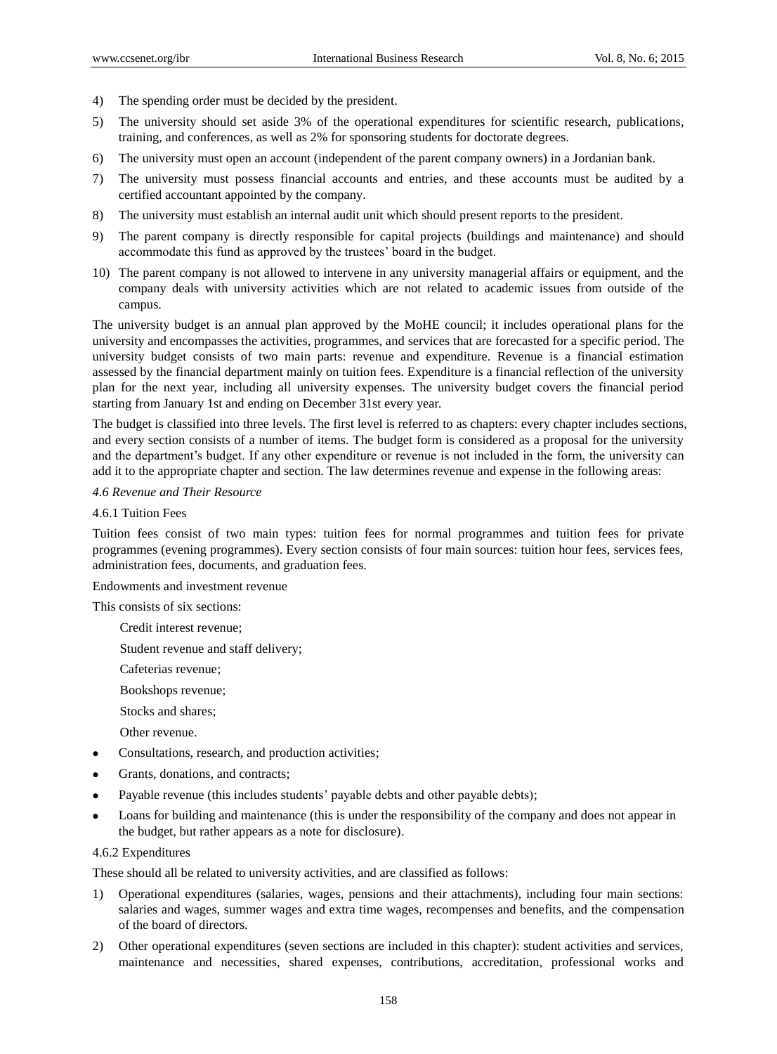4) The spending order must be decided by the president.
5) The university should set aside 3% of the operational expenditures for scientific research, publications, training, and conferences, as well as 2% for sponsoring students for doctorate degrees.
6) The university must open an account (independent of the parent company owners) in a Jordanian bank.
7) The university must possess financial accounts and entries, and these accounts must be audited by a certified accountant appointed by the company.
8) The university must establish an internal audit unit which should present reports to the president.
9) The parent company is directly responsible for capital projects (buildings and maintenance) and should accommodate this fund as approved by the trustees' board in the budget.
10) The parent company is not allowed to intervene in any university managerial affairs or equipment, and the company deals with university activities which are not related to academic issues from outside of the campus.

The university budget is an annual plan approved by the MoHE council; it includes operational plans for the university and encompasses the activities, programmes, and services that are forecasted for a specific period. The university budget consists of two main parts: revenue and expenditure. Revenue is a financial estimation assessed by the financial department mainly on tuition fees. Expenditure is a financial reflection of the university plan for the next year, including all university expenses. The university budget covers the financial period starting from January 1st and ending on December 31st every year.

The budget is classified into three levels. The first level is referred to as chapters: every chapter includes sections, and every section consists of a number of items. The budget form is considered as a proposal for the university and the department's budget. If any other expenditure or revenue is not included in the form, the university can add it to the appropriate chapter and section. The law determines revenue and expense in the following areas:

### *4.6 Revenue and Their Resource*

#### 4.6.1 Tuition Fees

Tuition fees consist of two main types: tuition fees for normal programmes and tuition fees for private programmes (evening programmes). Every section consists of four main sources: tuition hour fees, services fees, administration fees, documents, and graduation fees.

Endowments and investment revenue

This consists of six sections:

Credit interest revenue;

Student revenue and staff delivery;

Cafeterias revenue;

Bookshops revenue;

Stocks and shares;

Other revenue.

- Consultations, research, and production activities;
- Grants, donations, and contracts;
- Payable revenue (this includes students' payable debts and other payable debts);
- Loans for building and maintenance (this is under the responsibility of the company and does not appear in the budget, but rather appears as a note for disclosure).

#### 4.6.2 Expenditures

These should all be related to university activities, and are classified as follows:

1) Operational expenditures (salaries, wages, pensions and their attachments), including four main sections: salaries and wages, summer wages and extra time wages, recompenses and benefits, and the compensation of the board of directors.
2) Other operational expenditures (seven sections are included in this chapter): student activities and services, maintenance and necessities, shared expenses, contributions, accreditation, professional works and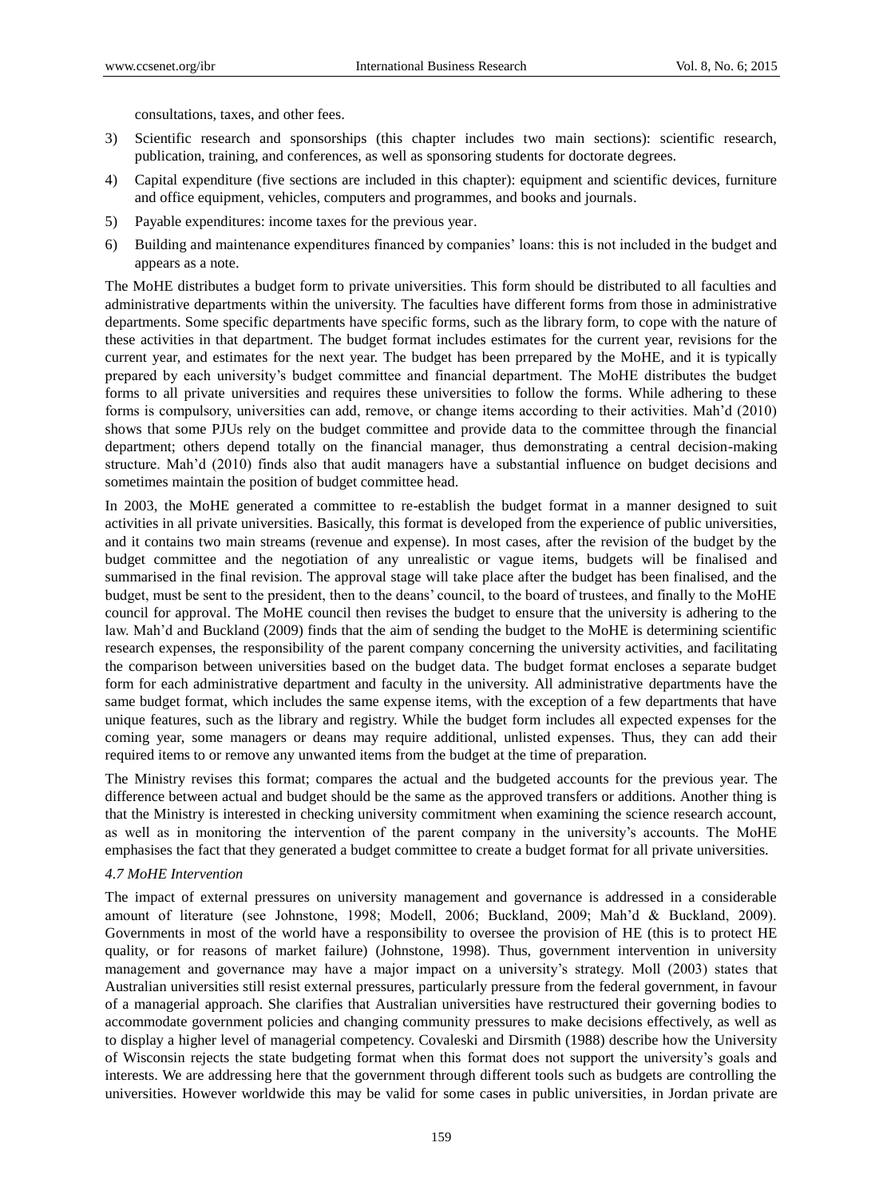consultations, taxes, and other fees.

3) Scientific research and sponsorships (this chapter includes two main sections): scientific research, publication, training, and conferences, as well as sponsoring students for doctorate degrees.
4) Capital expenditure (five sections are included in this chapter): equipment and scientific devices, furniture and office equipment, vehicles, computers and programmes, and books and journals.
5) Payable expenditures: income taxes for the previous year.
6) Building and maintenance expenditures financed by companies' loans: this is not included in the budget and appears as a note.

The MoHE distributes a budget form to private universities. This form should be distributed to all faculties and administrative departments within the university. The faculties have different forms from those in administrative departments. Some specific departments have specific forms, such as the library form, to cope with the nature of these activities in that department. The budget format includes estimates for the current year, revisions for the current year, and estimates for the next year. The budget has been prrepared by the MoHE, and it is typically prepared by each university's budget committee and financial department. The MoHE distributes the budget forms to all private universities and requires these universities to follow the forms. While adhering to these forms is compulsory, universities can add, remove, or change items according to their activities. Mah'd (2010) shows that some PJUs rely on the budget committee and provide data to the committee through the financial department; others depend totally on the financial manager, thus demonstrating a central decision-making structure. Mah'd (2010) finds also that audit managers have a substantial influence on budget decisions and sometimes maintain the position of budget committee head.

In 2003, the MoHE generated a committee to re-establish the budget format in a manner designed to suit activities in all private universities. Basically, this format is developed from the experience of public universities, and it contains two main streams (revenue and expense). In most cases, after the revision of the budget by the budget committee and the negotiation of any unrealistic or vague items, budgets will be finalised and summarised in the final revision. The approval stage will take place after the budget has been finalised, and the budget, must be sent to the president, then to the deans' council, to the board of trustees, and finally to the MoHE council for approval. The MoHE council then revises the budget to ensure that the university is adhering to the law. Mah'd and Buckland (2009) finds that the aim of sending the budget to the MoHE is determining scientific research expenses, the responsibility of the parent company concerning the university activities, and facilitating the comparison between universities based on the budget data. The budget format encloses a separate budget form for each administrative department and faculty in the university. All administrative departments have the same budget format, which includes the same expense items, with the exception of a few departments that have unique features, such as the library and registry. While the budget form includes all expected expenses for the coming year, some managers or deans may require additional, unlisted expenses. Thus, they can add their required items to or remove any unwanted items from the budget at the time of preparation.

The Ministry revises this format; compares the actual and the budgeted accounts for the previous year. The difference between actual and budget should be the same as the approved transfers or additions. Another thing is that the Ministry is interested in checking university commitment when examining the science research account, as well as in monitoring the intervention of the parent company in the university's accounts. The MoHE emphasises the fact that they generated a budget committee to create a budget format for all private universities.

### *4.7 MoHE Intervention*

The impact of external pressures on university management and governance is addressed in a considerable amount of literature (see Johnstone, 1998; Modell, 2006; Buckland, 2009; Mah'd & Buckland, 2009). Governments in most of the world have a responsibility to oversee the provision of HE (this is to protect HE quality, or for reasons of market failure) (Johnstone, 1998). Thus, government intervention in university management and governance may have a major impact on a university's strategy. Moll (2003) states that Australian universities still resist external pressures, particularly pressure from the federal government, in favour of a managerial approach. She clarifies that Australian universities have restructured their governing bodies to accommodate government policies and changing community pressures to make decisions effectively, as well as to display a higher level of managerial competency. Covaleski and Dirsmith (1988) describe how the University of Wisconsin rejects the state budgeting format when this format does not support the university's goals and interests. We are addressing here that the government through different tools such as budgets are controlling the universities. However worldwide this may be valid for some cases in public universities, in Jordan private are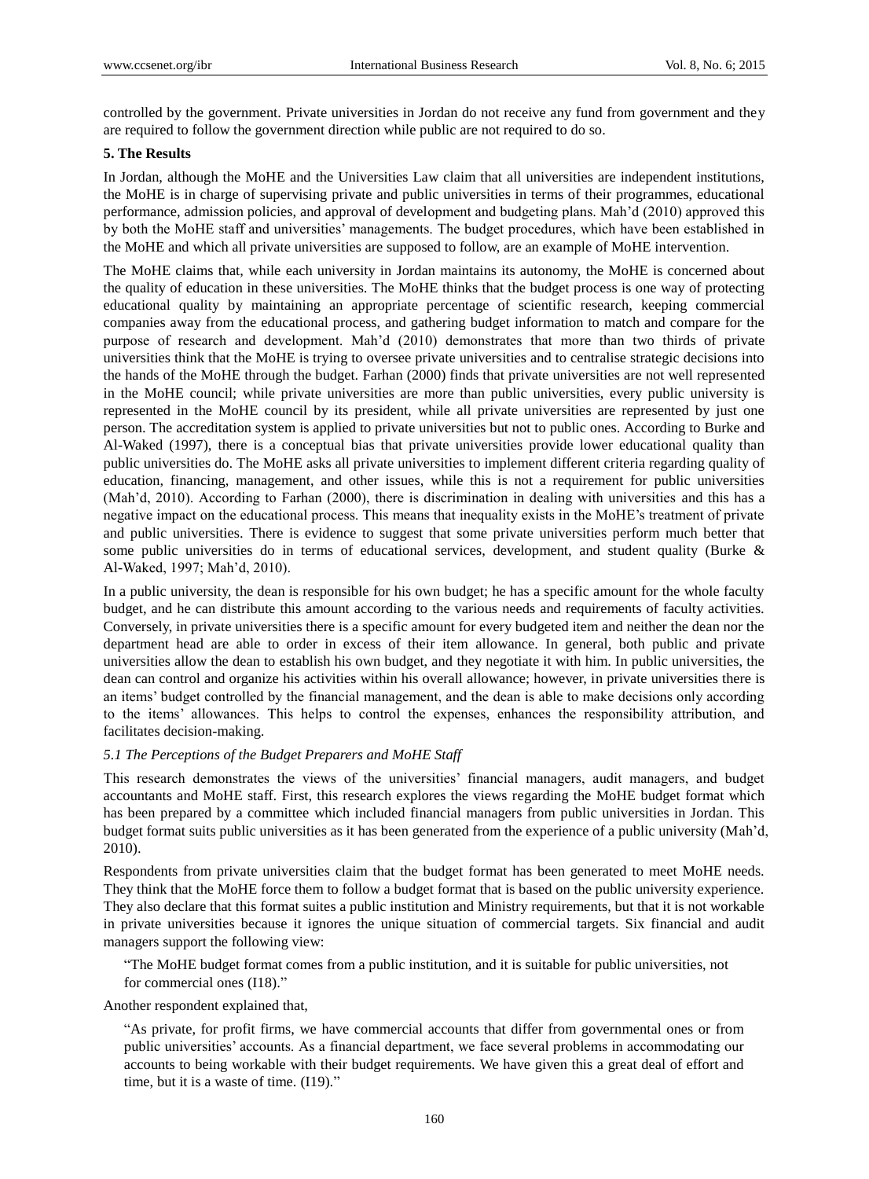controlled by the government. Private universities in Jordan do not receive any fund from government and they are required to follow the government direction while public are not required to do so.

## 5. The Results

In Jordan, although the MoHE and the Universities Law claim that all universities are independent institutions, the MoHE is in charge of supervising private and public universities in terms of their programmes, educational performance, admission policies, and approval of development and budgeting plans. Mah'd (2010) approved this by both the MoHE staff and universities' managements. The budget procedures, which have been established in the MoHE and which all private universities are supposed to follow, are an example of MoHE intervention.

The MoHE claims that, while each university in Jordan maintains its autonomy, the MoHE is concerned about the quality of education in these universities. The MoHE thinks that the budget process is one way of protecting educational quality by maintaining an appropriate percentage of scientific research, keeping commercial companies away from the educational process, and gathering budget information to match and compare for the purpose of research and development. Mah'd (2010) demonstrates that more than two thirds of private universities think that the MoHE is trying to oversee private universities and to centralise strategic decisions into the hands of the MoHE through the budget. Farhan (2000) finds that private universities are not well represented in the MoHE council; while private universities are more than public universities, every public university is represented in the MoHE council by its president, while all private universities are represented by just one person. The accreditation system is applied to private universities but not to public ones. According to Burke and Al-Waked (1997), there is a conceptual bias that private universities provide lower educational quality than public universities do. The MoHE asks all private universities to implement different criteria regarding quality of education, financing, management, and other issues, while this is not a requirement for public universities (Mah'd, 2010). According to Farhan (2000), there is discrimination in dealing with universities and this has a negative impact on the educational process. This means that inequality exists in the MoHE's treatment of private and public universities. There is evidence to suggest that some private universities perform much better that some public universities do in terms of educational services, development, and student quality (Burke & Al-Waked, 1997; Mah'd, 2010).

In a public university, the dean is responsible for his own budget; he has a specific amount for the whole faculty budget, and he can distribute this amount according to the various needs and requirements of faculty activities. Conversely, in private universities there is a specific amount for every budgeted item and neither the dean nor the department head are able to order in excess of their item allowance. In general, both public and private universities allow the dean to establish his own budget, and they negotiate it with him. In public universities, the dean can control and organize his activities within his overall allowance; however, in private universities there is an items' budget controlled by the financial management, and the dean is able to make decisions only according to the items' allowances. This helps to control the expenses, enhances the responsibility attribution, and facilitates decision-making.

### *5.1 The Perceptions of the Budget Preparers and MoHE Staff*

This research demonstrates the views of the universities' financial managers, audit managers, and budget accountants and MoHE staff. First, this research explores the views regarding the MoHE budget format which has been prepared by a committee which included financial managers from public universities in Jordan. This budget format suits public universities as it has been generated from the experience of a public university (Mah'd, 2010).

Respondents from private universities claim that the budget format has been generated to meet MoHE needs. They think that the MoHE force them to follow a budget format that is based on the public university experience. They also declare that this format suites a public institution and Ministry requirements, but that it is not workable in private universities because it ignores the unique situation of commercial targets. Six financial and audit managers support the following view:

> "The MoHE budget format comes from a public institution, and it is suitable for public universities, not for commercial ones (I18)."

Another respondent explained that,

> "As private, for profit firms, we have commercial accounts that differ from governmental ones or from public universities' accounts. As a financial department, we face several problems in accommodating our accounts to being workable with their budget requirements. We have given this a great deal of effort and time, but it is a waste of time. (I19)."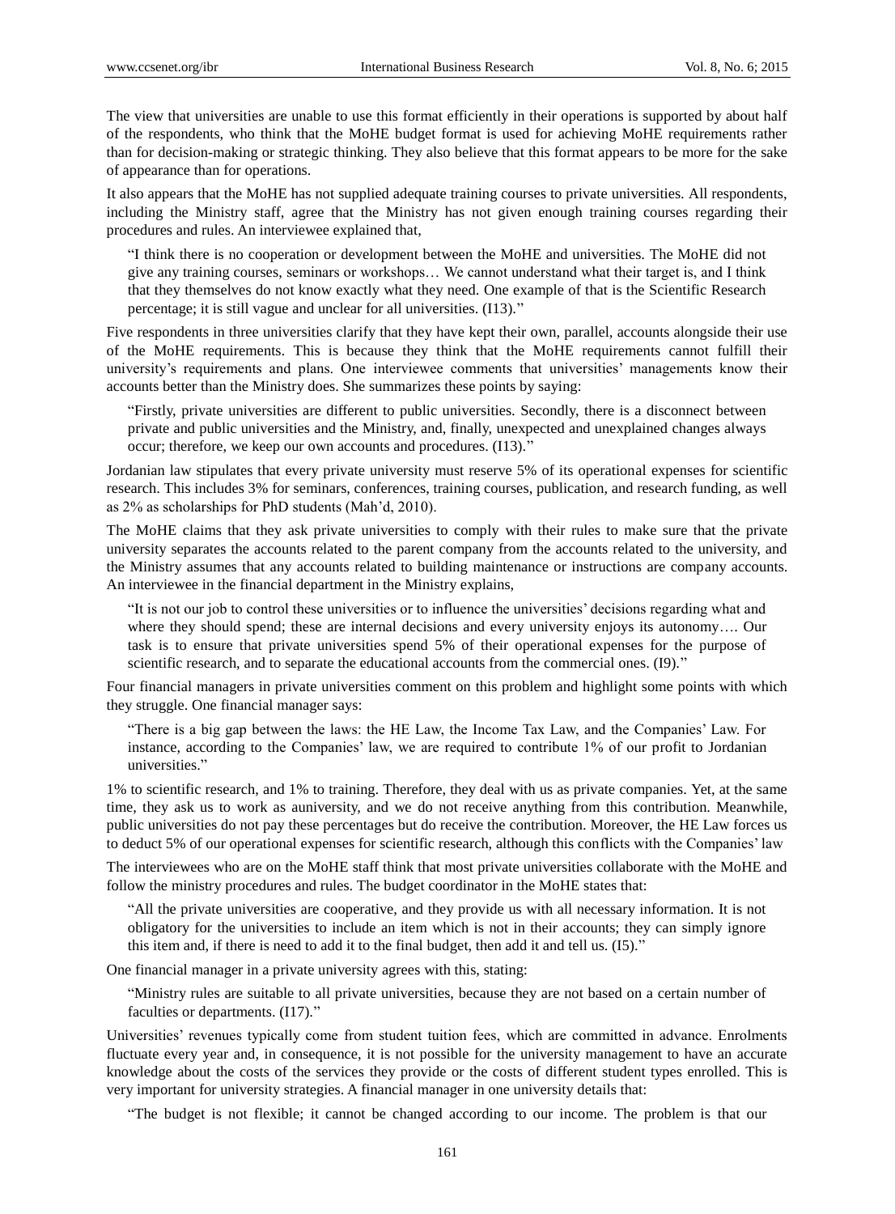The view that universities are unable to use this format efficiently in their operations is supported by about half of the respondents, who think that the MoHE budget format is used for achieving MoHE requirements rather than for decision-making or strategic thinking. They also believe that this format appears to be more for the sake of appearance than for operations.

It also appears that the MoHE has not supplied adequate training courses to private universities. All respondents, including the Ministry staff, agree that the Ministry has not given enough training courses regarding their procedures and rules. An interviewee explained that,

> "I think there is no cooperation or development between the MoHE and universities. The MoHE did not give any training courses, seminars or workshops… We cannot understand what their target is, and I think that they themselves do not know exactly what they need. One example of that is the Scientific Research percentage; it is still vague and unclear for all universities. (I13)."

Five respondents in three universities clarify that they have kept their own, parallel, accounts alongside their use of the MoHE requirements. This is because they think that the MoHE requirements cannot fulfill their university's requirements and plans. One interviewee comments that universities' managements know their accounts better than the Ministry does. She summarizes these points by saying:

> "Firstly, private universities are different to public universities. Secondly, there is a disconnect between private and public universities and the Ministry, and, finally, unexpected and unexplained changes always occur; therefore, we keep our own accounts and procedures. (I13)."

Jordanian law stipulates that every private university must reserve 5% of its operational expenses for scientific research. This includes 3% for seminars, conferences, training courses, publication, and research funding, as well as 2% as scholarships for PhD students (Mah'd, 2010).

The MoHE claims that they ask private universities to comply with their rules to make sure that the private university separates the accounts related to the parent company from the accounts related to the university, and the Ministry assumes that any accounts related to building maintenance or instructions are company accounts. An interviewee in the financial department in the Ministry explains,

> "It is not our job to control these universities or to influence the universities' decisions regarding what and where they should spend; these are internal decisions and every university enjoys its autonomy…. Our task is to ensure that private universities spend 5% of their operational expenses for the purpose of scientific research, and to separate the educational accounts from the commercial ones. (I9)."

Four financial managers in private universities comment on this problem and highlight some points with which they struggle. One financial manager says:

> "There is a big gap between the laws: the HE Law, the Income Tax Law, and the Companies' Law. For instance, according to the Companies' law, we are required to contribute 1% of our profit to Jordanian universities."

1% to scientific research, and 1% to training. Therefore, they deal with us as private companies. Yet, at the same time, they ask us to work as auniversity, and we do not receive anything from this contribution. Meanwhile, public universities do not pay these percentages but do receive the contribution. Moreover, the HE Law forces us to deduct 5% of our operational expenses for scientific research, although this conflicts with the Companies' law

The interviewees who are on the MoHE staff think that most private universities collaborate with the MoHE and follow the ministry procedures and rules. The budget coordinator in the MoHE states that:

> "All the private universities are cooperative, and they provide us with all necessary information. It is not obligatory for the universities to include an item which is not in their accounts; they can simply ignore this item and, if there is need to add it to the final budget, then add it and tell us. (I5)."

One financial manager in a private university agrees with this, stating:

> "Ministry rules are suitable to all private universities, because they are not based on a certain number of faculties or departments. (I17)."

Universities' revenues typically come from student tuition fees, which are committed in advance. Enrolments fluctuate every year and, in consequence, it is not possible for the university management to have an accurate knowledge about the costs of the services they provide or the costs of different student types enrolled. This is very important for university strategies. A financial manager in one university details that:

> "The budget is not flexible; it cannot be changed according to our income. The problem is that our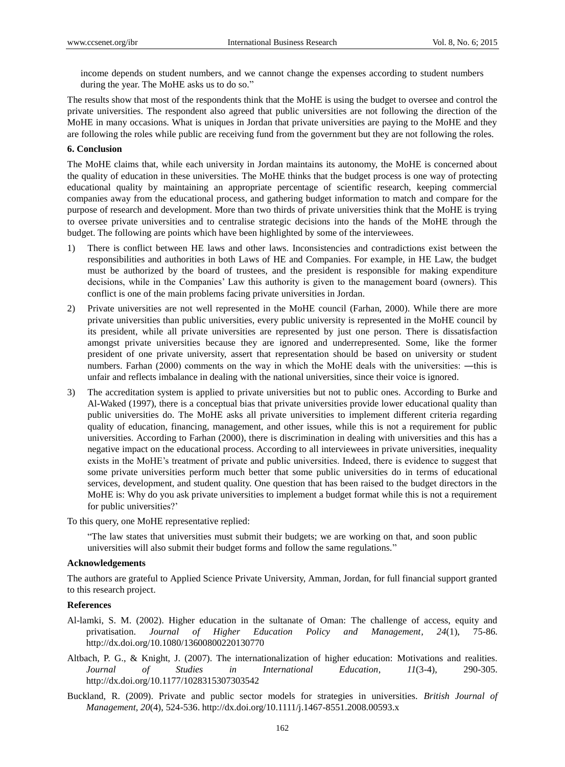income depends on student numbers, and we cannot change the expenses according to student numbers during the year. The MoHE asks us to do so."

The results show that most of the respondents think that the MoHE is using the budget to oversee and control the private universities. The respondent also agreed that public universities are not following the direction of the MoHE in many occasions. What is uniques in Jordan that private universities are paying to the MoHE and they are following the roles while public are receiving fund from the government but they are not following the roles.

## 6. Conclusion

The MoHE claims that, while each university in Jordan maintains its autonomy, the MoHE is concerned about the quality of education in these universities. The MoHE thinks that the budget process is one way of protecting educational quality by maintaining an appropriate percentage of scientific research, keeping commercial companies away from the educational process, and gathering budget information to match and compare for the purpose of research and development. More than two thirds of private universities think that the MoHE is trying to oversee private universities and to centralise strategic decisions into the hands of the MoHE through the budget. The following are points which have been highlighted by some of the interviewees.

1) There is conflict between HE laws and other laws. Inconsistencies and contradictions exist between the responsibilities and authorities in both Laws of HE and Companies. For example, in HE Law, the budget must be authorized by the board of trustees, and the president is responsible for making expenditure decisions, while in the Companies' Law this authority is given to the management board (owners). This conflict is one of the main problems facing private universities in Jordan.

2) Private universities are not well represented in the MoHE council (Farhan, 2000). While there are more private universities than public universities, every public university is represented in the MoHE council by its president, while all private universities are represented by just one person. There is dissatisfaction amongst private universities because they are ignored and underrepresented. Some, like the former president of one private university, assert that representation should be based on university or student numbers. Farhan (2000) comments on the way in which the MoHE deals with the universities: ―this is unfair and reflects imbalance in dealing with the national universities, since their voice is ignored.

3) The accreditation system is applied to private universities but not to public ones. According to Burke and Al-Waked (1997), there is a conceptual bias that private universities provide lower educational quality than public universities do. The MoHE asks all private universities to implement different criteria regarding quality of education, financing, management, and other issues, while this is not a requirement for public universities. According to Farhan (2000), there is discrimination in dealing with universities and this has a negative impact on the educational process. According to all interviewees in private universities, inequality exists in the MoHE's treatment of private and public universities. Indeed, there is evidence to suggest that some private universities perform much better that some public universities do in terms of educational services, development, and student quality. One question that has been raised to the budget directors in the MoHE is: Why do you ask private universities to implement a budget format while this is not a requirement for public universities?'

To this query, one MoHE representative replied:

> "The law states that universities must submit their budgets; we are working on that, and soon public universities will also submit their budget forms and follow the same regulations."

## Acknowledgements

The authors are grateful to Applied Science Private University, Amman, Jordan, for full financial support granted to this research project.

## References

Al-lamki, S. M. (2002). Higher education in the sultanate of Oman: The challenge of access, equity and privatisation. *Journal of Higher Education Policy and Management, 24*(1), 75-86. http://dx.doi.org/10.1080/13600800220130770

Altbach, P. G., & Knight, J. (2007). The internationalization of higher education: Motivations and realities. *Journal of Studies in International Education, 11*(3-4), 290-305. http://dx.doi.org/10.1177/1028315307303542

Buckland, R. (2009). Private and public sector models for strategies in universities. *British Journal of Management, 20*(4), 524-536. http://dx.doi.org/10.1111/j.1467-8551.2008.00593.x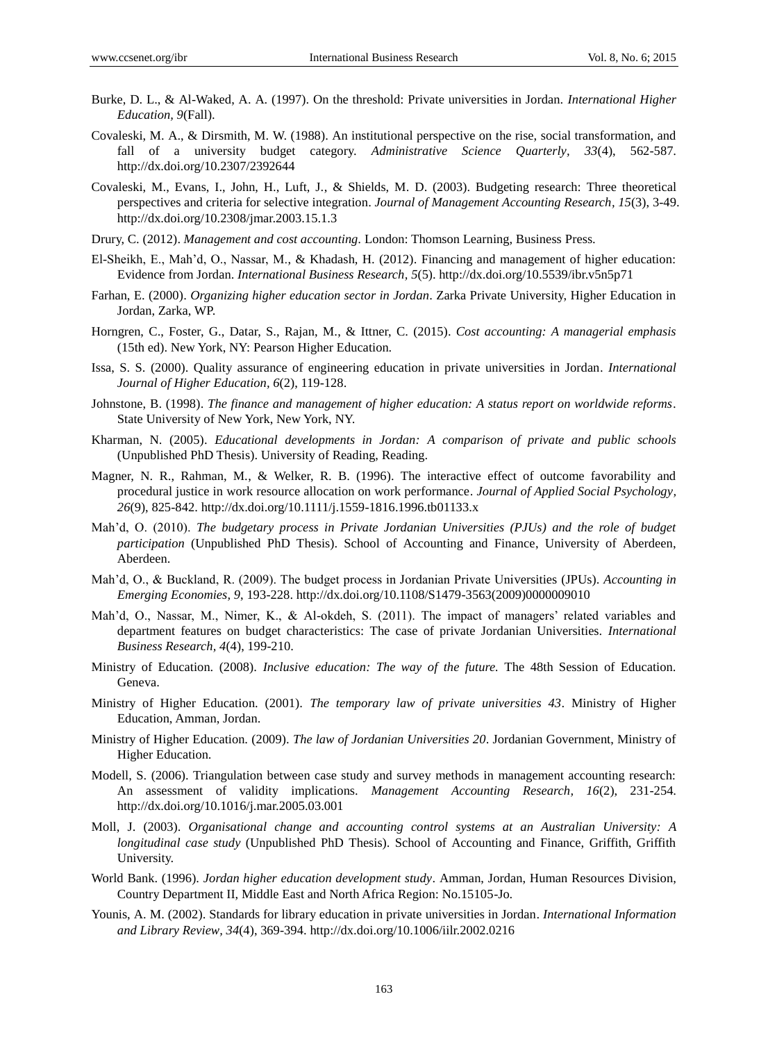Burke, D. L., & Al-Waked, A. A. (1997). On the threshold: Private universities in Jordan. *International Higher Education, 9*(Fall).

Covaleski, M. A., & Dirsmith, M. W. (1988). An institutional perspective on the rise, social transformation, and fall of a university budget category. *Administrative Science Quarterly, 33*(4), 562-587. http://dx.doi.org/10.2307/2392644

Covaleski, M., Evans, I., John, H., Luft, J., & Shields, M. D. (2003). Budgeting research: Three theoretical perspectives and criteria for selective integration. *Journal of Management Accounting Research, 15*(3), 3-49. http://dx.doi.org/10.2308/jmar.2003.15.1.3

Drury, C. (2012). *Management and cost accounting*. London: Thomson Learning, Business Press.

El-Sheikh, E., Mah'd, O., Nassar, M., & Khadash, H. (2012). Financing and management of higher education: Evidence from Jordan. *International Business Research, 5*(5). http://dx.doi.org/10.5539/ibr.v5n5p71

Farhan, E. (2000). *Organizing higher education sector in Jordan*. Zarka Private University, Higher Education in Jordan, Zarka, WP.

Horngren, C., Foster, G., Datar, S., Rajan, M., & Ittner, C. (2015). *Cost accounting: A managerial emphasis* (15th ed). New York, NY: Pearson Higher Education.

Issa, S. S. (2000). Quality assurance of engineering education in private universities in Jordan. *International Journal of Higher Education, 6*(2), 119-128.

Johnstone, B. (1998). *The finance and management of higher education: A status report on worldwide reforms*. State University of New York, New York, NY.

Kharman, N. (2005). *Educational developments in Jordan: A comparison of private and public schools* (Unpublished PhD Thesis). University of Reading, Reading.

Magner, N. R., Rahman, M., & Welker, R. B. (1996). The interactive effect of outcome favorability and procedural justice in work resource allocation on work performance. *Journal of Applied Social Psychology, 26*(9), 825-842. http://dx.doi.org/10.1111/j.1559-1816.1996.tb01133.x

Mah'd, O. (2010). *The budgetary process in Private Jordanian Universities (PJUs) and the role of budget participation* (Unpublished PhD Thesis). School of Accounting and Finance, University of Aberdeen, Aberdeen.

Mah'd, O., & Buckland, R. (2009). The budget process in Jordanian Private Universities (JPUs). *Accounting in Emerging Economies, 9*, 193-228. http://dx.doi.org/10.1108/S1479-3563(2009)0000009010

Mah'd, O., Nassar, M., Nimer, K., & Al-okdeh, S. (2011). The impact of managers' related variables and department features on budget characteristics: The case of private Jordanian Universities. *International Business Research, 4*(4), 199-210.

Ministry of Education. (2008). *Inclusive education: The way of the future.* The 48th Session of Education. Geneva.

Ministry of Higher Education. (2001). *The temporary law of private universities 43*. Ministry of Higher Education, Amman, Jordan.

Ministry of Higher Education. (2009). *The law of Jordanian Universities 20*. Jordanian Government, Ministry of Higher Education.

Modell, S. (2006). Triangulation between case study and survey methods in management accounting research: An assessment of validity implications. *Management Accounting Research, 16*(2), 231-254. http://dx.doi.org/10.1016/j.mar.2005.03.001

Moll, J. (2003). *Organisational change and accounting control systems at an Australian University: A longitudinal case study* (Unpublished PhD Thesis). School of Accounting and Finance, Griffith, Griffith University.

World Bank. (1996). *Jordan higher education development study*. Amman, Jordan, Human Resources Division, Country Department II, Middle East and North Africa Region: No.15105-Jo.

Younis, A. M. (2002). Standards for library education in private universities in Jordan. *International Information and Library Review, 34*(4), 369-394. http://dx.doi.org/10.1006/iilr.2002.0216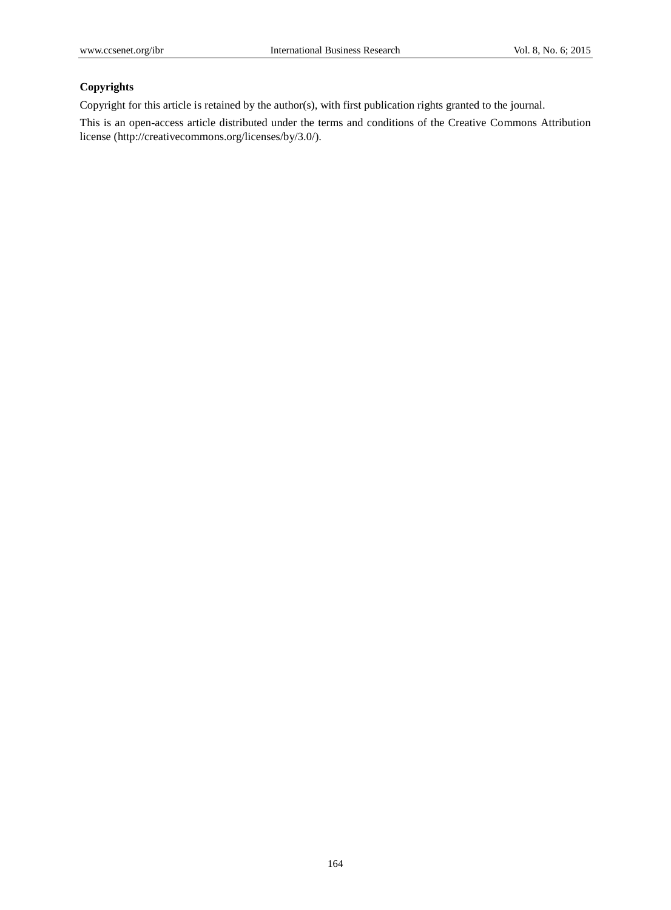**Copyrights**

Copyright for this article is retained by the author(s), with first publication rights granted to the journal.

This is an open-access article distributed under the terms and conditions of the Creative Commons Attribution license (http://creativecommons.org/licenses/by/3.0/).